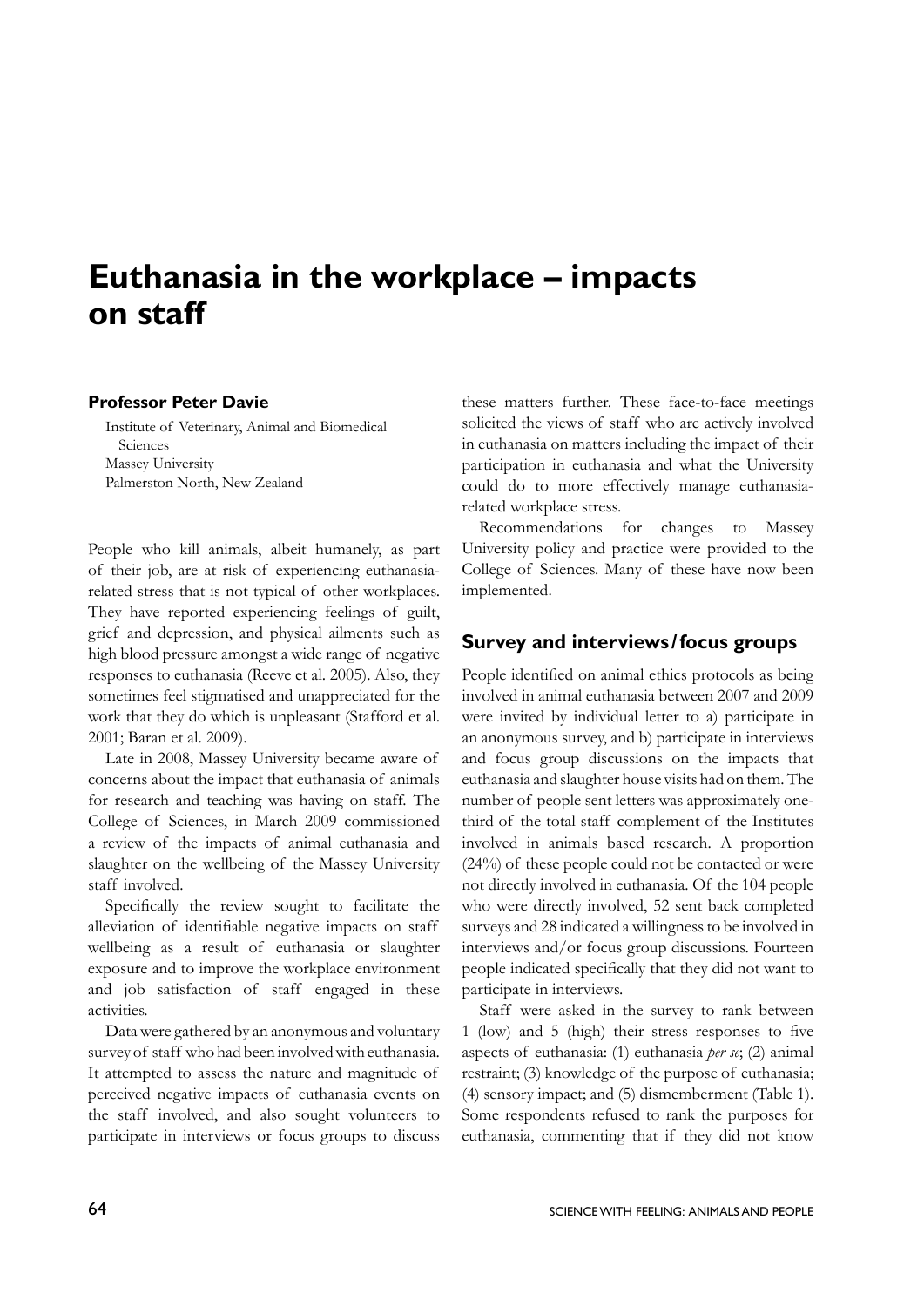# Euthanasia in the workplace – impacts on staff

**Professor Peter Davie**

Institute of Veterinary, Animal and Biomedical Sciences
Massey University
Palmerston North, New Zealand

People who kill animals, albeit humanely, as part of their job, are at risk of experiencing euthanasia-related stress that is not typical of other workplaces. They have reported experiencing feelings of guilt, grief and depression, and physical ailments such as high blood pressure amongst a wide range of negative responses to euthanasia (Reeve et al. 2005). Also, they sometimes feel stigmatised and unappreciated for the work that they do which is unpleasant (Stafford et al. 2001; Baran et al. 2009).

Late in 2008, Massey University became aware of concerns about the impact that euthanasia of animals for research and teaching was having on staff. The College of Sciences, in March 2009 commissioned a review of the impacts of animal euthanasia and slaughter on the wellbeing of the Massey University staff involved.

Specifically the review sought to facilitate the alleviation of identifiable negative impacts on staff wellbeing as a result of euthanasia or slaughter exposure and to improve the workplace environment and job satisfaction of staff engaged in these activities.

Data were gathered by an anonymous and voluntary survey of staff who had been involved with euthanasia. It attempted to assess the nature and magnitude of perceived negative impacts of euthanasia events on the staff involved, and also sought volunteers to participate in interviews or focus groups to discuss these matters further. These face-to-face meetings solicited the views of staff who are actively involved in euthanasia on matters including the impact of their participation in euthanasia and what the University could do to more effectively manage euthanasia-related workplace stress.

Recommendations for changes to Massey University policy and practice were provided to the College of Sciences. Many of these have now been implemented.

## Survey and interviews/focus groups

People identified on animal ethics protocols as being involved in animal euthanasia between 2007 and 2009 were invited by individual letter to a) participate in an anonymous survey, and b) participate in interviews and focus group discussions on the impacts that euthanasia and slaughter house visits had on them. The number of people sent letters was approximately one-third of the total staff complement of the Institutes involved in animals based research. A proportion (24%) of these people could not be contacted or were not directly involved in euthanasia. Of the 104 people who were directly involved, 52 sent back completed surveys and 28 indicated a willingness to be involved in interviews and/or focus group discussions. Fourteen people indicated specifically that they did not want to participate in interviews.

Staff were asked in the survey to rank between 1 (low) and 5 (high) their stress responses to five aspects of euthanasia: (1) euthanasia *per se*; (2) animal restraint; (3) knowledge of the purpose of euthanasia; (4) sensory impact; and (5) dismemberment (Table 1). Some respondents refused to rank the purposes for euthanasia, commenting that if they did not know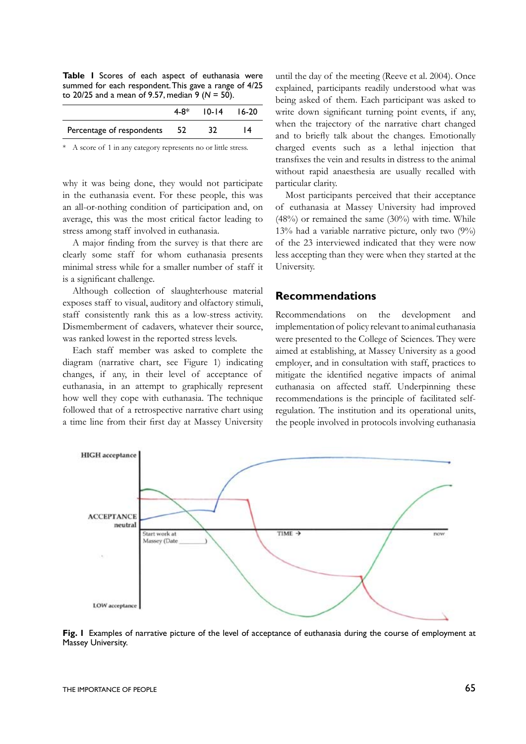**Table 1** Scores of each aspect of euthanasia were summed for each respondent. This gave a range of 4/25 to 20/25 and a mean of 9.57, median 9 ($N$ = 50).

| | 4-8* | 10-14 | 16-20 |
|---|---|---|---|
| Percentage of respondents | 52 | 32 | 14 |

\* A score of 1 in any category represents no or little stress.

why it was being done, they would not participate in the euthanasia event. For these people, this was an all-or-nothing condition of participation and, on average, this was the most critical factor leading to stress among staff involved in euthanasia.

A major finding from the survey is that there are clearly some staff for whom euthanasia presents minimal stress while for a smaller number of staff it is a significant challenge.

Although collection of slaughterhouse material exposes staff to visual, auditory and olfactory stimuli, staff consistently rank this as a low-stress activity. Dismemberment of cadavers, whatever their source, was ranked lowest in the reported stress levels.

Each staff member was asked to complete the diagram (narrative chart, see Figure 1) indicating changes, if any, in their level of acceptance of euthanasia, in an attempt to graphically represent how well they cope with euthanasia. The technique followed that of a retrospective narrative chart using a time line from their first day at Massey University until the day of the meeting (Reeve et al. 2004). Once explained, participants readily understood what was being asked of them. Each participant was asked to write down significant turning point events, if any, when the trajectory of the narrative chart changed and to briefly talk about the changes. Emotionally charged events such as a lethal injection that transfixes the vein and results in distress to the animal without rapid anaesthesia are usually recalled with particular clarity.

Most participants perceived that their acceptance of euthanasia at Massey University had improved (48%) or remained the same (30%) with time. While 13% had a variable narrative picture, only two (9%) of the 23 interviewed indicated that they were now less accepting than they were when they started at the University.

## Recommendations

Recommendations on the development and implementation of policy relevant to animal euthanasia were presented to the College of Sciences. They were aimed at establishing, at Massey University as a good employer, and in consultation with staff, practices to mitigate the identified negative impacts of animal euthanasia on affected staff. Underpinning these recommendations is the principle of facilitated self-regulation. The institution and its operational units, the people involved in protocols involving euthanasia

**Fig. 1** Examples of narrative picture of the level of acceptance of euthanasia during the course of employment at Massey University.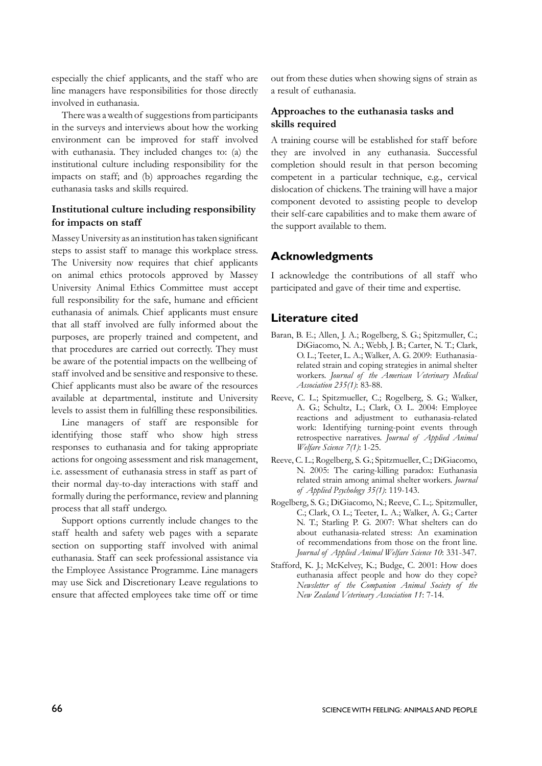especially the chief applicants, and the staff who are line managers have responsibilities for those directly involved in euthanasia.

There was a wealth of suggestions from participants in the surveys and interviews about how the working environment can be improved for staff involved with euthanasia. They included changes to: (a) the institutional culture including responsibility for the impacts on staff; and (b) approaches regarding the euthanasia tasks and skills required.

### Institutional culture including responsibility for impacts on staff

Massey University as an institution has taken significant steps to assist staff to manage this workplace stress. The University now requires that chief applicants on animal ethics protocols approved by Massey University Animal Ethics Committee must accept full responsibility for the safe, humane and efficient euthanasia of animals. Chief applicants must ensure that all staff involved are fully informed about the purposes, are properly trained and competent, and that procedures are carried out correctly. They must be aware of the potential impacts on the wellbeing of staff involved and be sensitive and responsive to these. Chief applicants must also be aware of the resources available at departmental, institute and University levels to assist them in fulfilling these responsibilities.

Line managers of staff are responsible for identifying those staff who show high stress responses to euthanasia and for taking appropriate actions for ongoing assessment and risk management, i.e. assessment of euthanasia stress in staff as part of their normal day-to-day interactions with staff and formally during the performance, review and planning process that all staff undergo.

Support options currently include changes to the staff health and safety web pages with a separate section on supporting staff involved with animal euthanasia. Staff can seek professional assistance via the Employee Assistance Programme. Line managers may use Sick and Discretionary Leave regulations to ensure that affected employees take time off or time out from these duties when showing signs of strain as a result of euthanasia.

### Approaches to the euthanasia tasks and skills required

A training course will be established for staff before they are involved in any euthanasia. Successful completion should result in that person becoming competent in a particular technique, e.g., cervical dislocation of chickens. The training will have a major component devoted to assisting people to develop their self-care capabilities and to make them aware of the support available to them.

## Acknowledgments

I acknowledge the contributions of all staff who participated and gave of their time and expertise.

## Literature cited

Baran, B. E.; Allen, J. A.; Rogelberg, S. G.; Spitzmuller, C.; DiGiacomo, N. A.; Webb, J. B.; Carter, N. T.; Clark, O. L.; Teeter, L. A.; Walker, A. G. 2009: Euthanasia-related strain and coping strategies in animal shelter workers. *Journal of the American Veterinary Medical Association 235(1)*: 83-88.

Reeve, C. L.; Spitzmueller, C.; Rogelberg, S. G.; Walker, A. G.; Schultz, L.; Clark, O. L. 2004: Employee reactions and adjustment to euthanasia-related work: Identifying turning-point events through retrospective narratives. *Journal of Applied Animal Welfare Science 7(1)*: 1-25.

Reeve, C. L.; Rogelberg, S. G.; Spitzmueller, C.; DiGiacomo, N. 2005: The caring-killing paradox: Euthanasia related strain among animal shelter workers. *Journal of Applied Psychology 35(1)*: 119-143.

Rogelberg, S. G.; DiGiacomo, N.; Reeve, C. L.;. Spitzmuller, C.; Clark, O. L.; Teeter, L. A.; Walker, A. G.; Carter N. T.; Starling P. G. 2007: What shelters can do about euthanasia-related stress: An examination of recommendations from those on the front line. *Journal of Applied Animal Welfare Science 10*: 331-347.

Stafford, K. J.; McKelvey, K.; Budge, C. 2001: How does euthanasia affect people and how do they cope? *Newsletter of the Companion Animal Society of the New Zealand Veterinary Association 11*: 7-14.